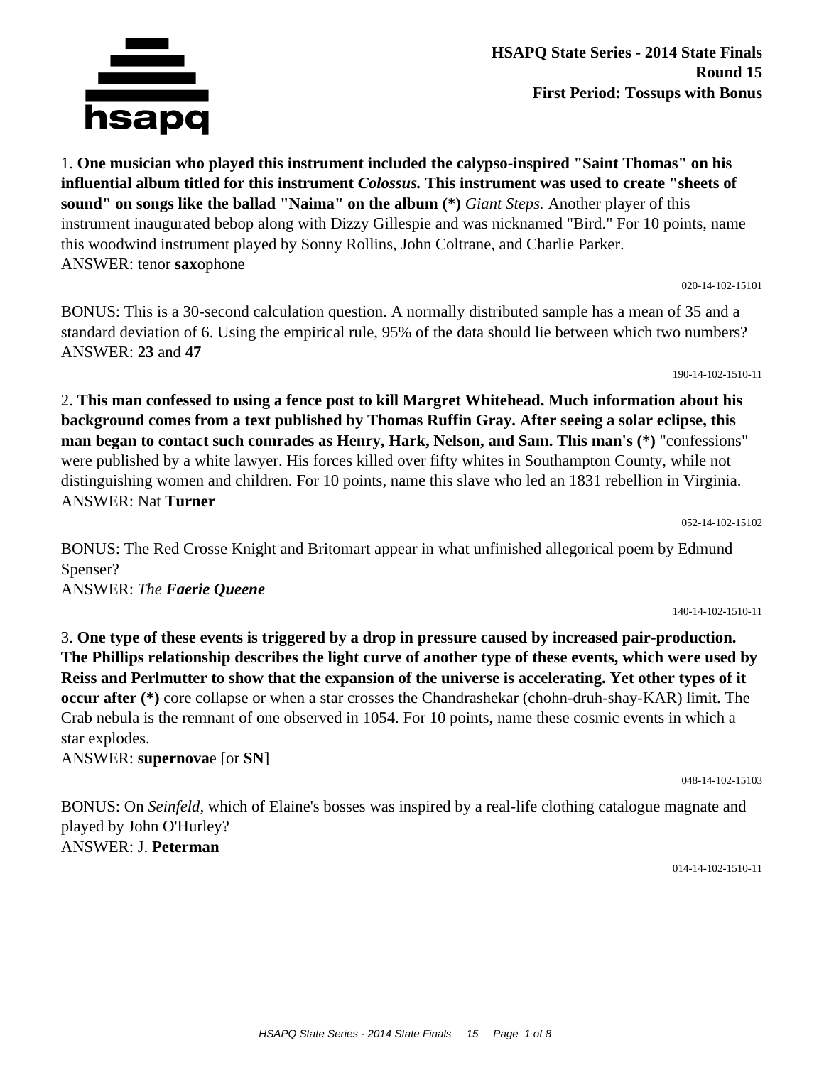# HSAPQ State Series - 2014 State Finals
## Round 15
## First Period: Tossups with Bonus

1. **One musician who played this instrument included the calypso-inspired "Saint Thomas" on his influential album titled for this instrument *Colossus.* This instrument was used to create "sheets of sound" on songs like the ballad "Naima" on the album (*)** *Giant Steps.* Another player of this instrument inaugurated bebop along with Dizzy Gillespie and was nicknamed "Bird." For 10 points, name this woodwind instrument played by Sonny Rollins, John Coltrane, and Charlie Parker.
ANSWER: tenor **<u>sax</u>**ophone

020-14-102-15101

BONUS: This is a 30-second calculation question. A normally distributed sample has a mean of 35 and a standard deviation of 6. Using the empirical rule, 95% of the data should lie between which two numbers?
ANSWER: **<u>23</u>** and **<u>47</u>**

190-14-102-1510-11

2. **This man confessed to using a fence post to kill Margret Whitehead. Much information about his background comes from a text published by Thomas Ruffin Gray. After seeing a solar eclipse, this man began to contact such comrades as Henry, Hark, Nelson, and Sam. This man's (*)** "confessions" were published by a white lawyer. His forces killed over fifty whites in Southampton County, while not distinguishing women and children. For 10 points, name this slave who led an 1831 rebellion in Virginia.
ANSWER: Nat **<u>Turner</u>**

052-14-102-15102

BONUS: The Red Crosse Knight and Britomart appear in what unfinished allegorical poem by Edmund Spenser?
ANSWER: *The **<u>Faerie Queene</u>***

140-14-102-1510-11

3. **One type of these events is triggered by a drop in pressure caused by increased pair-production. The Phillips relationship describes the light curve of another type of these events, which were used by Reiss and Perlmutter to show that the expansion of the universe is accelerating. Yet other types of it occur after (*)** core collapse or when a star crosses the Chandrashekar (chohn-druh-shay-KAR) limit. The Crab nebula is the remnant of one observed in 1054. For 10 points, name these cosmic events in which a star explodes.
ANSWER: **<u>supernova</u>**e [or **<u>SN</u>**]

048-14-102-15103

BONUS: On *Seinfeld*, which of Elaine's bosses was inspired by a real-life clothing catalogue magnate and played by John O'Hurley?
ANSWER: J. **<u>Peterman</u>**

014-14-102-1510-11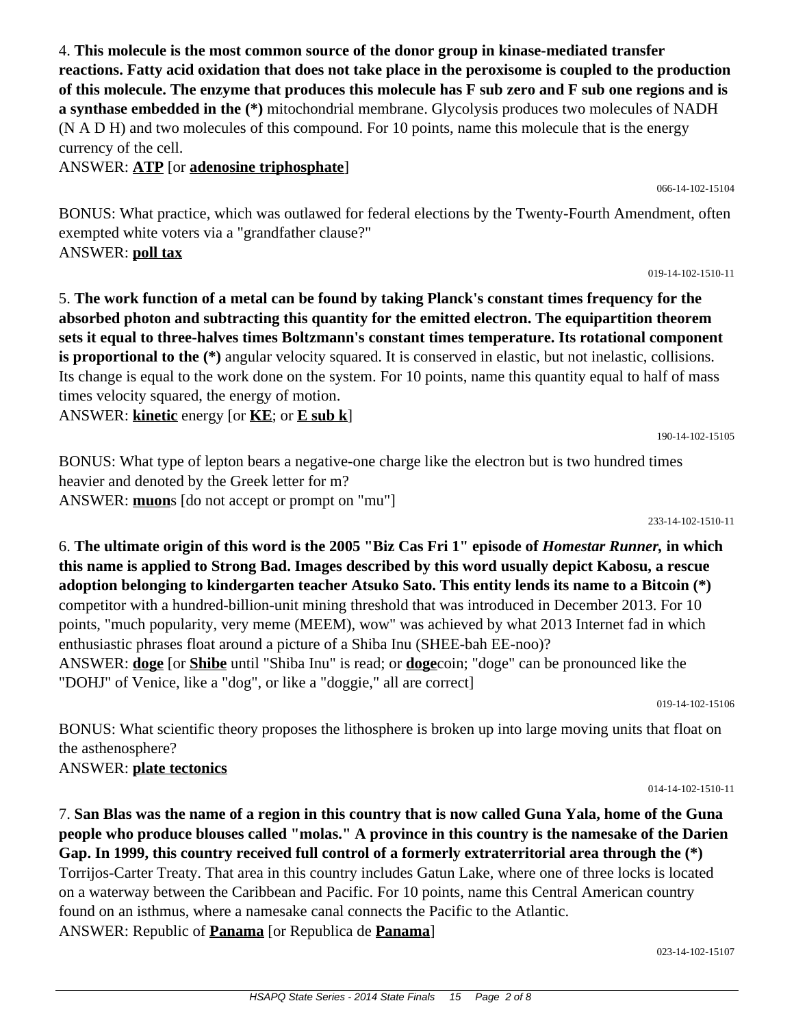4. **This molecule is the most common source of the donor group in kinase-mediated transfer reactions. Fatty acid oxidation that does not take place in the peroxisome is coupled to the production of this molecule. The enzyme that produces this molecule has F sub zero and F sub one regions and is a synthase embedded in the (*)** mitochondrial membrane. Glycolysis produces two molecules of NADH (N A D H) and two molecules of this compound. For 10 points, name this molecule that is the energy currency of the cell.

ANSWER: **ATP** [or **adenosine triphosphate**]

066-14-102-15104

BONUS: What practice, which was outlawed for federal elections by the Twenty-Fourth Amendment, often exempted white voters via a "grandfather clause?"

ANSWER: **poll tax**

019-14-102-1510-11

5. **The work function of a metal can be found by taking Planck's constant times frequency for the absorbed photon and subtracting this quantity for the emitted electron. The equipartition theorem sets it equal to three-halves times Boltzmann's constant times temperature. Its rotational component is proportional to the (*)** angular velocity squared. It is conserved in elastic, but not inelastic, collisions. Its change is equal to the work done on the system. For 10 points, name this quantity equal to half of mass times velocity squared, the energy of motion.

ANSWER: **kinetic** energy [or **KE**; or **E sub k**]

190-14-102-15105

BONUS: What type of lepton bears a negative-one charge like the electron but is two hundred times heavier and denoted by the Greek letter for m?

ANSWER: **muon**s [do not accept or prompt on "mu"]

233-14-102-1510-11

6. **The ultimate origin of this word is the 2005 "Biz Cas Fri 1" episode of *Homestar Runner,* in which this name is applied to Strong Bad. Images described by this word usually depict Kabosu, a rescue adoption belonging to kindergarten teacher Atsuko Sato. This entity lends its name to a Bitcoin (*)** competitor with a hundred-billion-unit mining threshold that was introduced in December 2013. For 10 points, "much popularity, very meme (MEEM), wow" was achieved by what 2013 Internet fad in which enthusiastic phrases float around a picture of a Shiba Inu (SHEE-bah EE-noo)?

ANSWER: **doge** [or **Shibe** until "Shiba Inu" is read; or **doge**coin; "doge" can be pronounced like the "DOHJ" of Venice, like a "dog", or like a "doggie," all are correct]

019-14-102-15106

BONUS: What scientific theory proposes the lithosphere is broken up into large moving units that float on the asthenosphere?

ANSWER: **plate tectonics**

014-14-102-1510-11

7. **San Blas was the name of a region in this country that is now called Guna Yala, home of the Guna people who produce blouses called "molas." A province in this country is the namesake of the Darien Gap. In 1999, this country received full control of a formerly extraterritorial area through the (*)** Torrijos-Carter Treaty. That area in this country includes Gatun Lake, where one of three locks is located on a waterway between the Caribbean and Pacific. For 10 points, name this Central American country found on an isthmus, where a namesake canal connects the Pacific to the Atlantic.

ANSWER: Republic of **Panama** [or Republica de **Panama**]

023-14-102-15107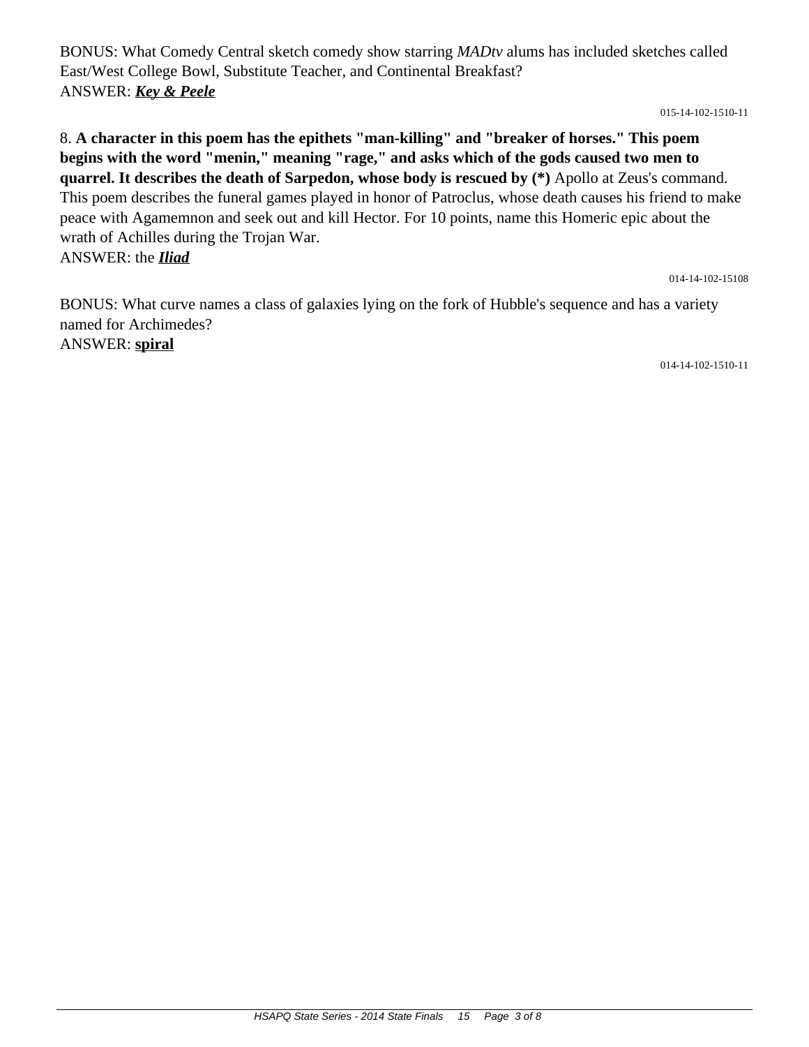BONUS: What Comedy Central sketch comedy show starring *MADtv* alums has included sketches called East/West College Bowl, Substitute Teacher, and Continental Breakfast?
ANSWER: ***Key & Peele***

015-14-102-1510-11

8. **A character in this poem has the epithets "man-killing" and "breaker of horses." This poem begins with the word "menin," meaning "rage," and asks which of the gods caused two men to quarrel. It describes the death of Sarpedon, whose body is rescued by (*)** Apollo at Zeus's command. This poem describes the funeral games played in honor of Patroclus, whose death causes his friend to make peace with Agamemnon and seek out and kill Hector. For 10 points, name this Homeric epic about the wrath of Achilles during the Trojan War.
ANSWER: the ***Iliad***

014-14-102-15108

BONUS: What curve names a class of galaxies lying on the fork of Hubble's sequence and has a variety named for Archimedes?
ANSWER: **spiral**

014-14-102-1510-11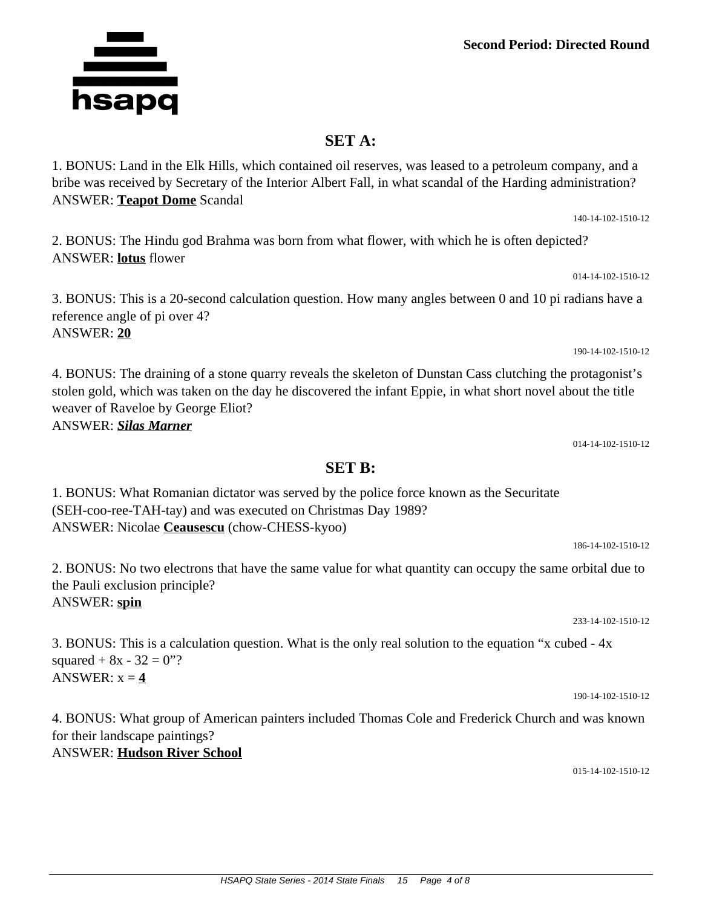**Second Period: Directed Round**

## SET A:

1. BONUS: Land in the Elk Hills, which contained oil reserves, was leased to a petroleum company, and a bribe was received by Secretary of the Interior Albert Fall, in what scandal of the Harding administration?
ANSWER: **Teapot Dome** Scandal

140-14-102-1510-12

2. BONUS: The Hindu god Brahma was born from what flower, with which he is often depicted?
ANSWER: **lotus** flower

014-14-102-1510-12

3. BONUS: This is a 20-second calculation question. How many angles between 0 and 10 pi radians have a reference angle of pi over 4?
ANSWER: **20**

190-14-102-1510-12

4. BONUS: The draining of a stone quarry reveals the skeleton of Dunstan Cass clutching the protagonist's stolen gold, which was taken on the day he discovered the infant Eppie, in what short novel about the title weaver of Raveloe by George Eliot?
ANSWER: ***Silas Marner***

014-14-102-1510-12

## SET B:

1. BONUS: What Romanian dictator was served by the police force known as the Securitate (SEH-coo-ree-TAH-tay) and was executed on Christmas Day 1989?
ANSWER: Nicolae **Ceausescu** (chow-CHESS-kyoo)

186-14-102-1510-12

2. BONUS: No two electrons that have the same value for what quantity can occupy the same orbital due to the Pauli exclusion principle?
ANSWER: **spin**

233-14-102-1510-12

3. BONUS: This is a calculation question. What is the only real solution to the equation "x cubed - 4x squared + 8x - 32 = 0"?
ANSWER: x = **4**

190-14-102-1510-12

4. BONUS: What group of American painters included Thomas Cole and Frederick Church and was known for their landscape paintings?
ANSWER: **Hudson River School**

015-14-102-1510-12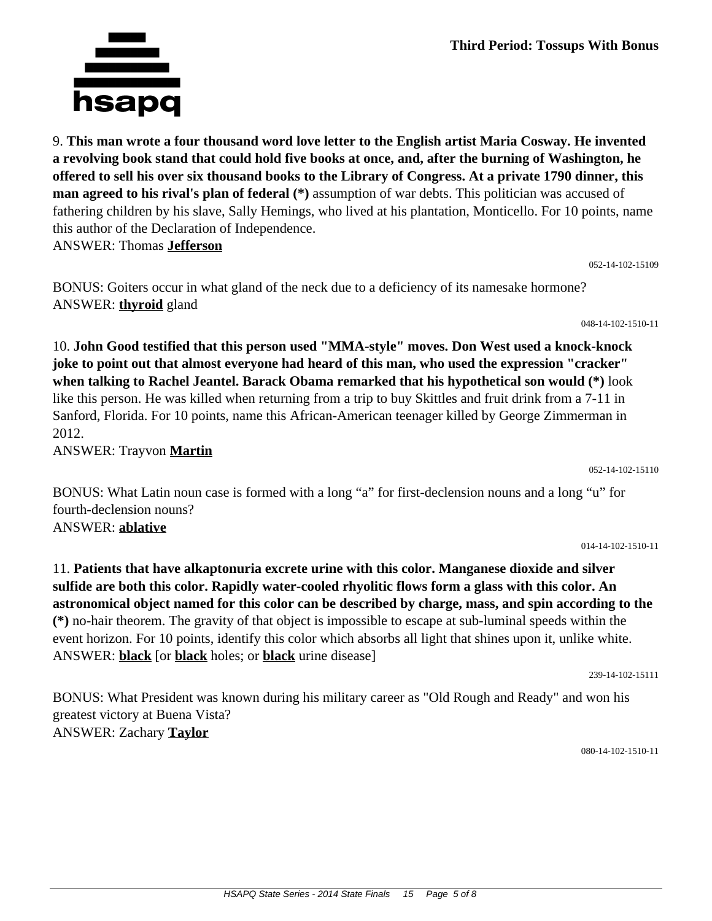Third Period: Tossups With Bonus

9. **This man wrote a four thousand word love letter to the English artist Maria Cosway. He invented a revolving book stand that could hold five books at once, and, after the burning of Washington, he offered to sell his over six thousand books to the Library of Congress. At a private 1790 dinner, this man agreed to his rival's plan of federal (*)** assumption of war debts. This politician was accused of fathering children by his slave, Sally Hemings, who lived at his plantation, Monticello. For 10 points, name this author of the Declaration of Independence.
ANSWER: Thomas **Jefferson**

052-14-102-15109

BONUS: Goiters occur in what gland of the neck due to a deficiency of its namesake hormone?
ANSWER: **thyroid** gland

048-14-102-1510-11

10. **John Good testified that this person used "MMA-style" moves. Don West used a knock-knock joke to point out that almost everyone had heard of this man, who used the expression "cracker" when talking to Rachel Jeantel. Barack Obama remarked that his hypothetical son would (*)** look like this person. He was killed when returning from a trip to buy Skittles and fruit drink from a 7-11 in Sanford, Florida. For 10 points, name this African-American teenager killed by George Zimmerman in 2012.
ANSWER: Trayvon **Martin**

052-14-102-15110

BONUS: What Latin noun case is formed with a long "a" for first-declension nouns and a long "u" for fourth-declension nouns?
ANSWER: **ablative**

014-14-102-1510-11

11. **Patients that have alkaptonuria excrete urine with this color. Manganese dioxide and silver sulfide are both this color. Rapidly water-cooled rhyolitic flows form a glass with this color. An astronomical object named for this color can be described by charge, mass, and spin according to the (*)** no-hair theorem. The gravity of that object is impossible to escape at sub-luminal speeds within the event horizon. For 10 points, identify this color which absorbs all light that shines upon it, unlike white.
ANSWER: **black** [or **black** holes; or **black** urine disease]

239-14-102-15111

BONUS: What President was known during his military career as "Old Rough and Ready" and won his greatest victory at Buena Vista?
ANSWER: Zachary **Taylor**

080-14-102-1510-11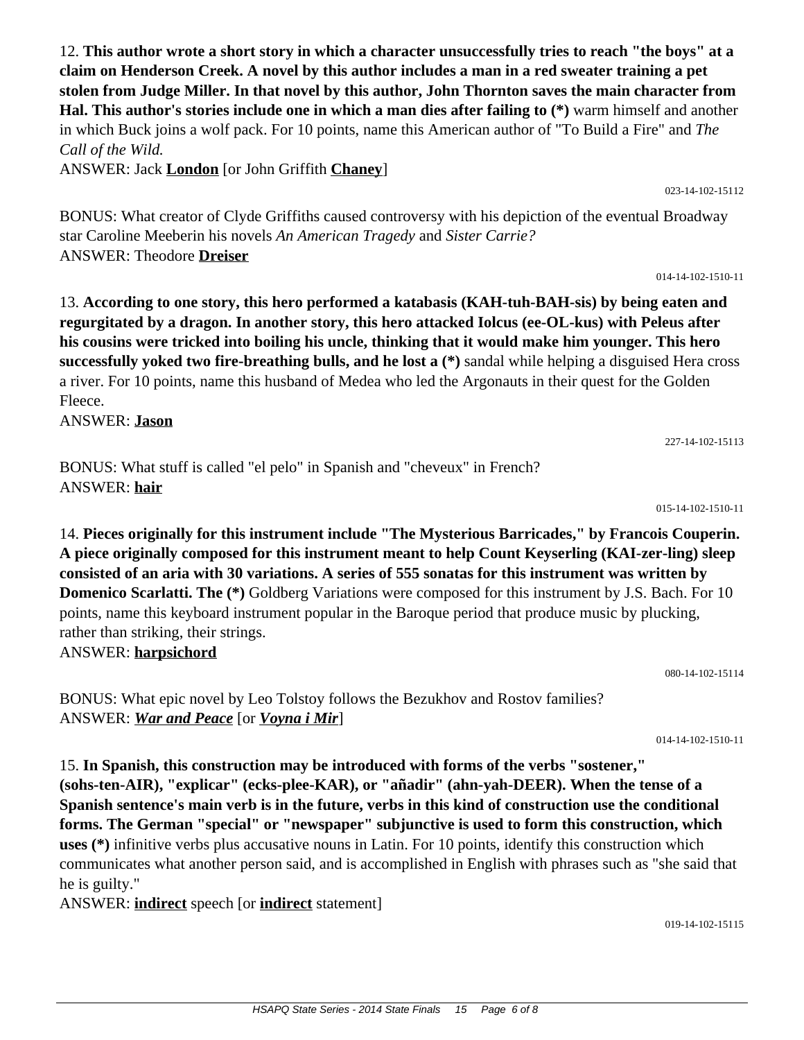12. **This author wrote a short story in which a character unsuccessfully tries to reach "the boys" at a claim on Henderson Creek. A novel by this author includes a man in a red sweater training a pet stolen from Judge Miller. In that novel by this author, John Thornton saves the main character from Hal. This author's stories include one in which a man dies after failing to (*)** warm himself and another in which Buck joins a wolf pack. For 10 points, name this American author of "To Build a Fire" and *The Call of the Wild.*

ANSWER: Jack **London** [or John Griffith **Chaney**]

023-14-102-15112

BONUS: What creator of Clyde Griffiths caused controversy with his depiction of the eventual Broadway star Caroline Meeberin his novels *An American Tragedy* and *Sister Carrie?*

ANSWER: Theodore **Dreiser**

014-14-102-1510-11

13. **According to one story, this hero performed a katabasis (KAH-tuh-BAH-sis) by being eaten and regurgitated by a dragon. In another story, this hero attacked Iolcus (ee-OL-kus) with Peleus after his cousins were tricked into boiling his uncle, thinking that it would make him younger. This hero successfully yoked two fire-breathing bulls, and he lost a (*)** sandal while helping a disguised Hera cross a river. For 10 points, name this husband of Medea who led the Argonauts in their quest for the Golden Fleece.

ANSWER: **Jason**

227-14-102-15113

BONUS: What stuff is called "el pelo" in Spanish and "cheveux" in French?

ANSWER: **hair**

015-14-102-1510-11

14. **Pieces originally for this instrument include "The Mysterious Barricades," by Francois Couperin. A piece originally composed for this instrument meant to help Count Keyserling (KAI-zer-ling) sleep consisted of an aria with 30 variations. A series of 555 sonatas for this instrument was written by Domenico Scarlatti. The (*)** Goldberg Variations were composed for this instrument by J.S. Bach. For 10 points, name this keyboard instrument popular in the Baroque period that produce music by plucking, rather than striking, their strings.

ANSWER: **harpsichord**

080-14-102-15114

BONUS: What epic novel by Leo Tolstoy follows the Bezukhov and Rostov families?

ANSWER: ***War and Peace*** [or ***Voyna i Mir***]

014-14-102-1510-11

15. **In Spanish, this construction may be introduced with forms of the verbs "sostener," (sohs-ten-AIR), "explicar" (ecks-plee-KAR), or "añadir" (ahn-yah-DEER). When the tense of a Spanish sentence's main verb is in the future, verbs in this kind of construction use the conditional forms. The German "special" or "newspaper" subjunctive is used to form this construction, which uses (*)** infinitive verbs plus accusative nouns in Latin. For 10 points, identify this construction which communicates what another person said, and is accomplished in English with phrases such as "she said that he is guilty."

ANSWER: **indirect** speech [or **indirect** statement]

019-14-102-15115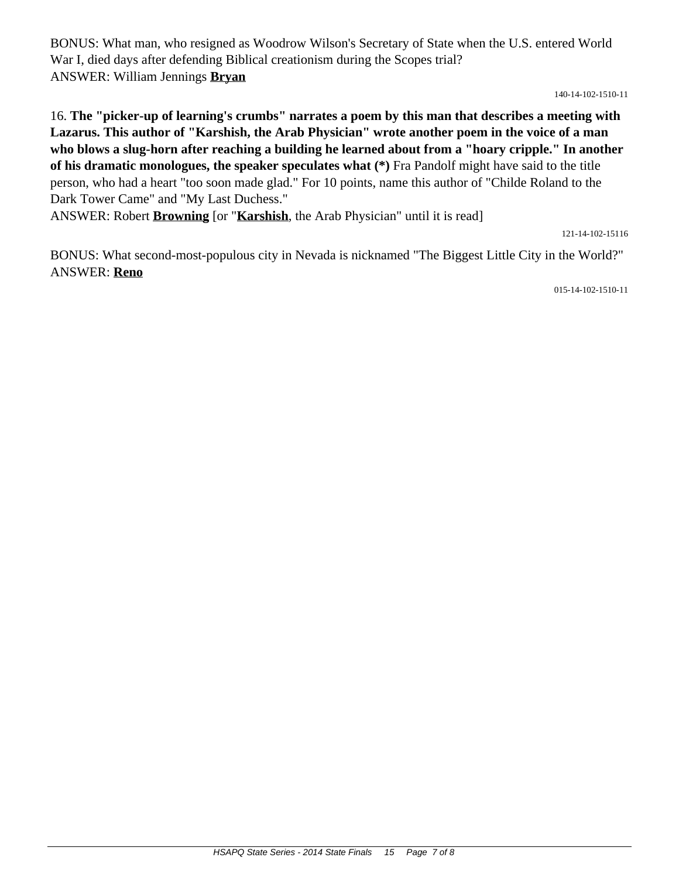BONUS: What man, who resigned as Woodrow Wilson's Secretary of State when the U.S. entered World War I, died days after defending Biblical creationism during the Scopes trial?
ANSWER: William Jennings **Bryan**

140-14-102-1510-11

16. **The "picker-up of learning's crumbs" narrates a poem by this man that describes a meeting with Lazarus. This author of "Karshish, the Arab Physician" wrote another poem in the voice of a man who blows a slug-horn after reaching a building he learned about from a "hoary cripple." In another of his dramatic monologues, the speaker speculates what (*)** Fra Pandolf might have said to the title person, who had a heart "too soon made glad." For 10 points, name this author of "Childe Roland to the Dark Tower Came" and "My Last Duchess."
ANSWER: Robert **Browning** [or "**Karshish**, the Arab Physician" until it is read]

121-14-102-15116

BONUS: What second-most-populous city in Nevada is nicknamed "The Biggest Little City in the World?"
ANSWER: **Reno**

015-14-102-1510-11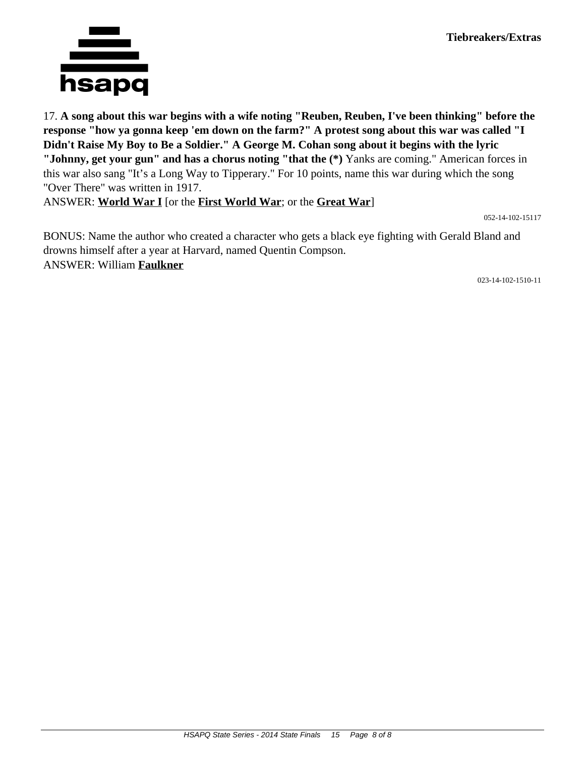Tiebreakers/Extras

17. **A song about this war begins with a wife noting "Reuben, Reuben, I've been thinking" before the response "how ya gonna keep 'em down on the farm?" A protest song about this war was called "I Didn't Raise My Boy to Be a Soldier." A George M. Cohan song about it begins with the lyric "Johnny, get your gun" and has a chorus noting "that the (*)** Yanks are coming." American forces in this war also sang "It's a Long Way to Tipperary." For 10 points, name this war during which the song "Over There" was written in 1917.

ANSWER: **World War I** [or the **First World War**; or the **Great War**]

052-14-102-15117

BONUS: Name the author who created a character who gets a black eye fighting with Gerald Bland and drowns himself after a year at Harvard, named Quentin Compson.

ANSWER: William **Faulkner**

023-14-102-1510-11